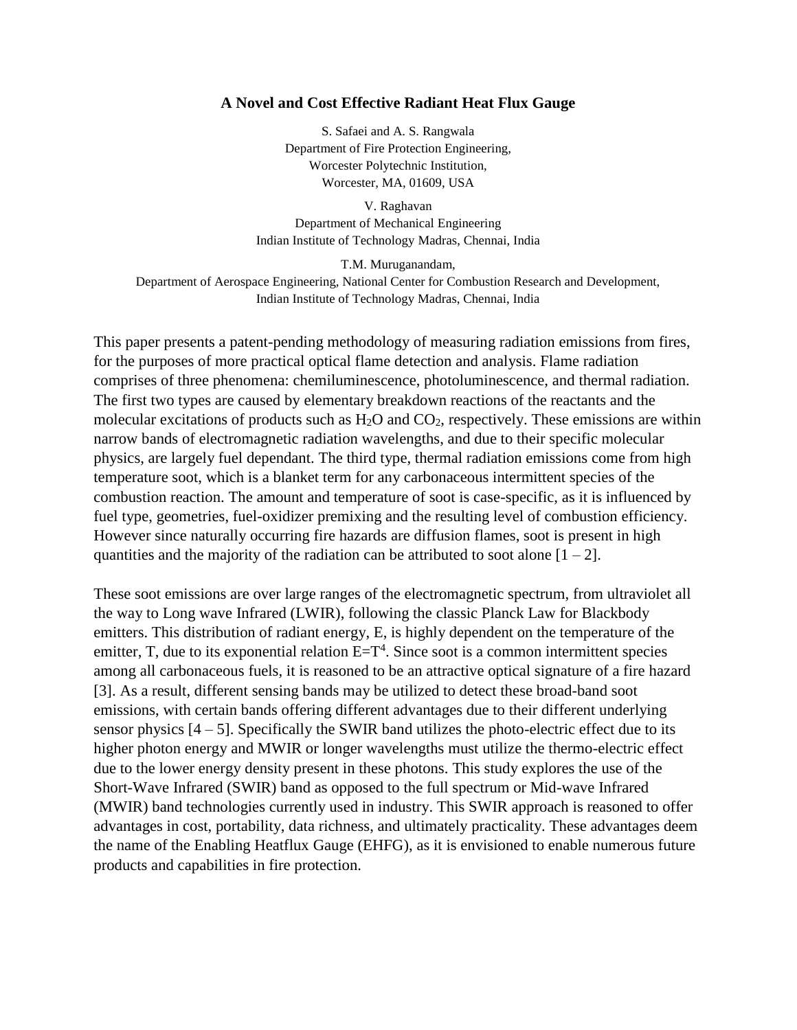# A Novel and Cost Effective Radiant Heat Flux Gauge

S. Safaei and A. S. Rangwala
Department of Fire Protection Engineering,
Worcester Polytechnic Institution,
Worcester, MA, 01609, USA

V. Raghavan
Department of Mechanical Engineering
Indian Institute of Technology Madras, Chennai, India

T.M. Muruganandam,
Department of Aerospace Engineering, National Center for Combustion Research and Development,
Indian Institute of Technology Madras, Chennai, India

This paper presents a patent-pending methodology of measuring radiation emissions from fires, for the purposes of more practical optical flame detection and analysis. Flame radiation comprises of three phenomena: chemiluminescence, photoluminescence, and thermal radiation. The first two types are caused by elementary breakdown reactions of the reactants and the molecular excitations of products such as $H_2O$ and $CO_2$, respectively. These emissions are within narrow bands of electromagnetic radiation wavelengths, and due to their specific molecular physics, are largely fuel dependant. The third type, thermal radiation emissions come from high temperature soot, which is a blanket term for any carbonaceous intermittent species of the combustion reaction. The amount and temperature of soot is case-specific, as it is influenced by fuel type, geometries, fuel-oxidizer premixing and the resulting level of combustion efficiency. However since naturally occurring fire hazards are diffusion flames, soot is present in high quantities and the majority of the radiation can be attributed to soot alone [1 – 2].

These soot emissions are over large ranges of the electromagnetic spectrum, from ultraviolet all the way to Long wave Infrared (LWIR), following the classic Planck Law for Blackbody emitters. This distribution of radiant energy, E, is highly dependent on the temperature of the emitter, T, due to its exponential relation $E=T^4$. Since soot is a common intermittent species among all carbonaceous fuels, it is reasoned to be an attractive optical signature of a fire hazard [3]. As a result, different sensing bands may be utilized to detect these broad-band soot emissions, with certain bands offering different advantages due to their different underlying sensor physics [4 – 5]. Specifically the SWIR band utilizes the photo-electric effect due to its higher photon energy and MWIR or longer wavelengths must utilize the thermo-electric effect due to the lower energy density present in these photons. This study explores the use of the Short-Wave Infrared (SWIR) band as opposed to the full spectrum or Mid-wave Infrared (MWIR) band technologies currently used in industry. This SWIR approach is reasoned to offer advantages in cost, portability, data richness, and ultimately practicality. These advantages deem the name of the Enabling Heatflux Gauge (EHFG), as it is envisioned to enable numerous future products and capabilities in fire protection.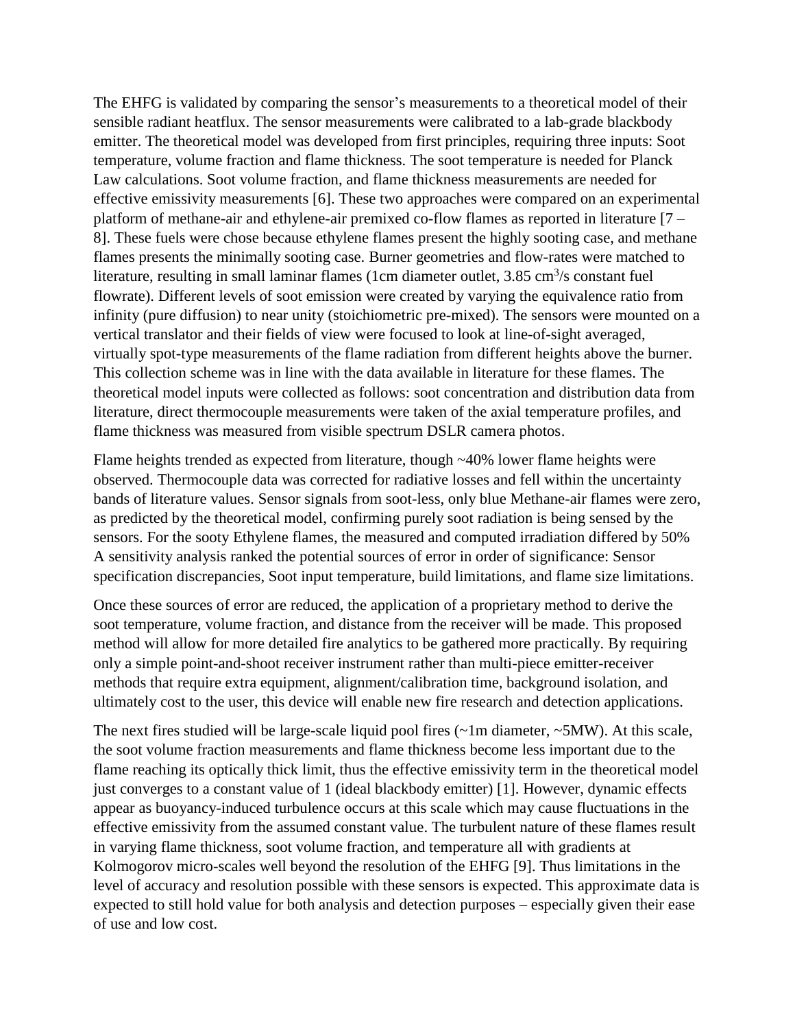The EHFG is validated by comparing the sensor's measurements to a theoretical model of their sensible radiant heatflux. The sensor measurements were calibrated to a lab-grade blackbody emitter. The theoretical model was developed from first principles, requiring three inputs: Soot temperature, volume fraction and flame thickness. The soot temperature is needed for Planck Law calculations. Soot volume fraction, and flame thickness measurements are needed for effective emissivity measurements [6]. These two approaches were compared on an experimental platform of methane-air and ethylene-air premixed co-flow flames as reported in literature [7 – 8]. These fuels were chose because ethylene flames present the highly sooting case, and methane flames presents the minimally sooting case. Burner geometries and flow-rates were matched to literature, resulting in small laminar flames (1cm diameter outlet, 3.85 $cm^3/s$ constant fuel flowrate). Different levels of soot emission were created by varying the equivalence ratio from infinity (pure diffusion) to near unity (stoichiometric pre-mixed). The sensors were mounted on a vertical translator and their fields of view were focused to look at line-of-sight averaged, virtually spot-type measurements of the flame radiation from different heights above the burner. This collection scheme was in line with the data available in literature for these flames. The theoretical model inputs were collected as follows: soot concentration and distribution data from literature, direct thermocouple measurements were taken of the axial temperature profiles, and flame thickness was measured from visible spectrum DSLR camera photos.

Flame heights trended as expected from literature, though ~40% lower flame heights were observed. Thermocouple data was corrected for radiative losses and fell within the uncertainty bands of literature values. Sensor signals from soot-less, only blue Methane-air flames were zero, as predicted by the theoretical model, confirming purely soot radiation is being sensed by the sensors. For the sooty Ethylene flames, the measured and computed irradiation differed by 50% A sensitivity analysis ranked the potential sources of error in order of significance: Sensor specification discrepancies, Soot input temperature, build limitations, and flame size limitations.

Once these sources of error are reduced, the application of a proprietary method to derive the soot temperature, volume fraction, and distance from the receiver will be made. This proposed method will allow for more detailed fire analytics to be gathered more practically. By requiring only a simple point-and-shoot receiver instrument rather than multi-piece emitter-receiver methods that require extra equipment, alignment/calibration time, background isolation, and ultimately cost to the user, this device will enable new fire research and detection applications.

The next fires studied will be large-scale liquid pool fires (~1m diameter, ~5MW). At this scale, the soot volume fraction measurements and flame thickness become less important due to the flame reaching its optically thick limit, thus the effective emissivity term in the theoretical model just converges to a constant value of 1 (ideal blackbody emitter) [1]. However, dynamic effects appear as buoyancy-induced turbulence occurs at this scale which may cause fluctuations in the effective emissivity from the assumed constant value. The turbulent nature of these flames result in varying flame thickness, soot volume fraction, and temperature all with gradients at Kolmogorov micro-scales well beyond the resolution of the EHFG [9]. Thus limitations in the level of accuracy and resolution possible with these sensors is expected. This approximate data is expected to still hold value for both analysis and detection purposes – especially given their ease of use and low cost.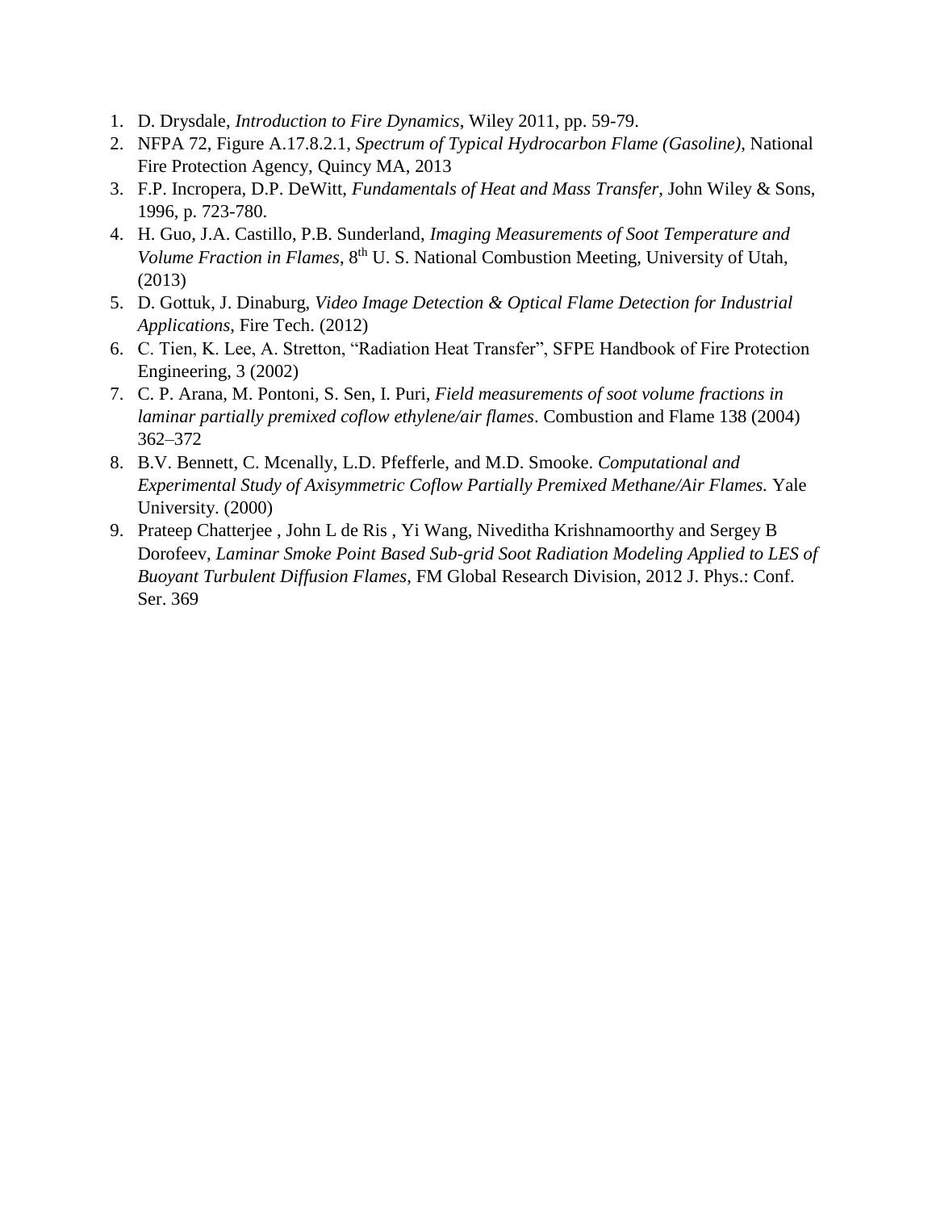1. D. Drysdale, *Introduction to Fire Dynamics*, Wiley 2011, pp. 59-79.
2. NFPA 72, Figure A.17.8.2.1, *Spectrum of Typical Hydrocarbon Flame (Gasoline)*, National Fire Protection Agency, Quincy MA, 2013
3. F.P. Incropera, D.P. DeWitt, *Fundamentals of Heat and Mass Transfer*, John Wiley & Sons, 1996, p. 723-780.
4. H. Guo, J.A. Castillo, P.B. Sunderland, *Imaging Measurements of Soot Temperature and Volume Fraction in Flames*, 8th U. S. National Combustion Meeting, University of Utah, (2013)
5. D. Gottuk, J. Dinaburg, *Video Image Detection & Optical Flame Detection for Industrial Applications*, Fire Tech. (2012)
6. C. Tien, K. Lee, A. Stretton, "Radiation Heat Transfer", SFPE Handbook of Fire Protection Engineering, 3 (2002)
7. C. P. Arana, M. Pontoni, S. Sen, I. Puri, *Field measurements of soot volume fractions in laminar partially premixed coflow ethylene/air flames*. Combustion and Flame 138 (2004) 362–372
8. B.V. Bennett, C. Mcenally, L.D. Pfefferle, and M.D. Smooke. *Computational and Experimental Study of Axisymmetric Coflow Partially Premixed Methane/Air Flames.* Yale University. (2000)
9. Prateep Chatterjee , John L de Ris , Yi Wang, Niveditha Krishnamoorthy and Sergey B Dorofeev, *Laminar Smoke Point Based Sub-grid Soot Radiation Modeling Applied to LES of Buoyant Turbulent Diffusion Flames*, FM Global Research Division, 2012 J. Phys.: Conf. Ser. 369